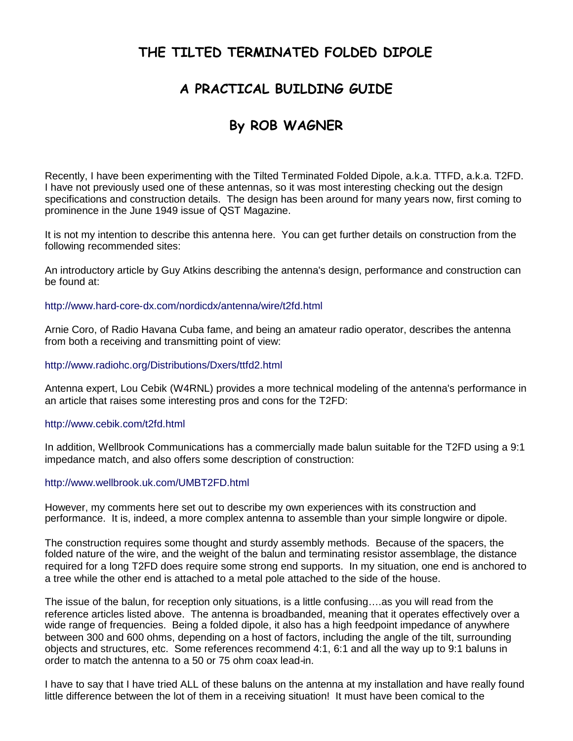# THE TILTED TERMINATED FOLDED DIPOLE

## A PRACTICAL BUILDING GUIDE

## By ROB WAGNER

Recently, I have been experimenting with the Tilted Terminated Folded Dipole, a.k.a. TTFD, a.k.a. T2FD. I have not previously used one of these antennas, so it was most interesting checking out the design specifications and construction details. The design has been around for many years now, first coming to prominence in the June 1949 issue of QST Magazine.

It is not my intention to describe this antenna here. You can get further details on construction from the following recommended sites:

An introductory article by Guy Atkins describing the antenna's design, performance and construction can be found at:

http://www.hard-core-dx.com/nordicdx/antenna/wire/t2fd.html

Arnie Coro, of Radio Havana Cuba fame, and being an amateur radio operator, describes the antenna from both a receiving and transmitting point of view:

http://www.radiohc.org/Distributions/Dxers/ttfd2.html

Antenna expert, Lou Cebik (W4RNL) provides a more technical modeling of the antenna's performance in an article that raises some interesting pros and cons for the T2FD:

http://www.cebik.com/t2fd.html

In addition, Wellbrook Communications has a commercially made balun suitable for the T2FD using a 9:1 impedance match, and also offers some description of construction:

http://www.wellbrook.uk.com/UMBT2FD.html

However, my comments here set out to describe my own experiences with its construction and performance. It is, indeed, a more complex antenna to assemble than your simple longwire or dipole.

The construction requires some thought and sturdy assembly methods. Because of the spacers, the folded nature of the wire, and the weight of the balun and terminating resistor assemblage, the distance required for a long T2FD does require some strong end supports. In my situation, one end is anchored to a tree while the other end is attached to a metal pole attached to the side of the house.

The issue of the balun, for reception only situations, is a little confusing….as you will read from the reference articles listed above. The antenna is broadbanded, meaning that it operates effectively over a wide range of frequencies. Being a folded dipole, it also has a high feedpoint impedance of anywhere between 300 and 600 ohms, depending on a host of factors, including the angle of the tilt, surrounding objects and structures, etc. Some references recommend 4:1, 6:1 and all the way up to 9:1 baluns in order to match the antenna to a 50 or 75 ohm coax lead-in.

I have to say that I have tried ALL of these baluns on the antenna at my installation and have really found little difference between the lot of them in a receiving situation! It must have been comical to the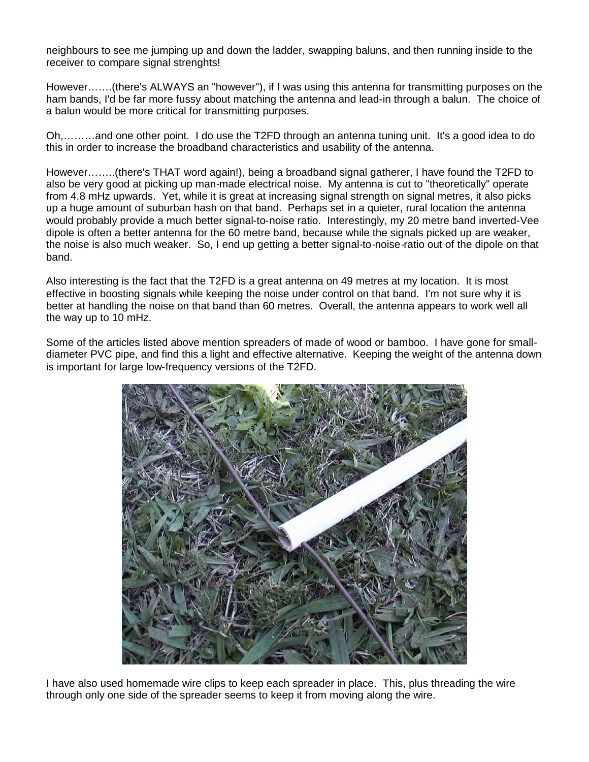neighbours to see me jumping up and down the ladder, swapping baluns, and then running inside to the receiver to compare signal strenghts!

However…….(there's ALWAYS an "however"), if I was using this antenna for transmitting purposes on the ham bands, I'd be far more fussy about matching the antenna and lead-in through a balun. The choice of a balun would be more critical for transmitting purposes.

Oh,………and one other point. I do use the T2FD through an antenna tuning unit. It's a good idea to do this in order to increase the broadband characteristics and usability of the antenna.

However……..(there's THAT word again!), being a broadband signal gatherer, I have found the T2FD to also be very good at picking up man-made electrical noise. My antenna is cut to "theoretically" operate from 4.8 mHz upwards. Yet, while it is great at increasing signal strength on signal metres, it also picks up a huge amount of suburban hash on that band. Perhaps set in a quieter, rural location the antenna would probably provide a much better signal-to-noise ratio. Interestingly, my 20 metre band inverted-Vee dipole is often a better antenna for the 60 metre band, because while the signals picked up are weaker, the noise is also much weaker. So, I end up getting a better signal-to-noise-ratio out of the dipole on that band.

Also interesting is the fact that the T2FD is a great antenna on 49 metres at my location. It is most effective in boosting signals while keeping the noise under control on that band. I'm not sure why it is better at handling the noise on that band than 60 metres. Overall, the antenna appears to work well all the way up to 10 mHz.

Some of the articles listed above mention spreaders of made of wood or bamboo. I have gone for small-diameter PVC pipe, and find this a light and effective alternative. Keeping the weight of the antenna down is important for large low-frequency versions of the T2FD.

I have also used homemade wire clips to keep each spreader in place. This, plus threading the wire through only one side of the spreader seems to keep it from moving along the wire.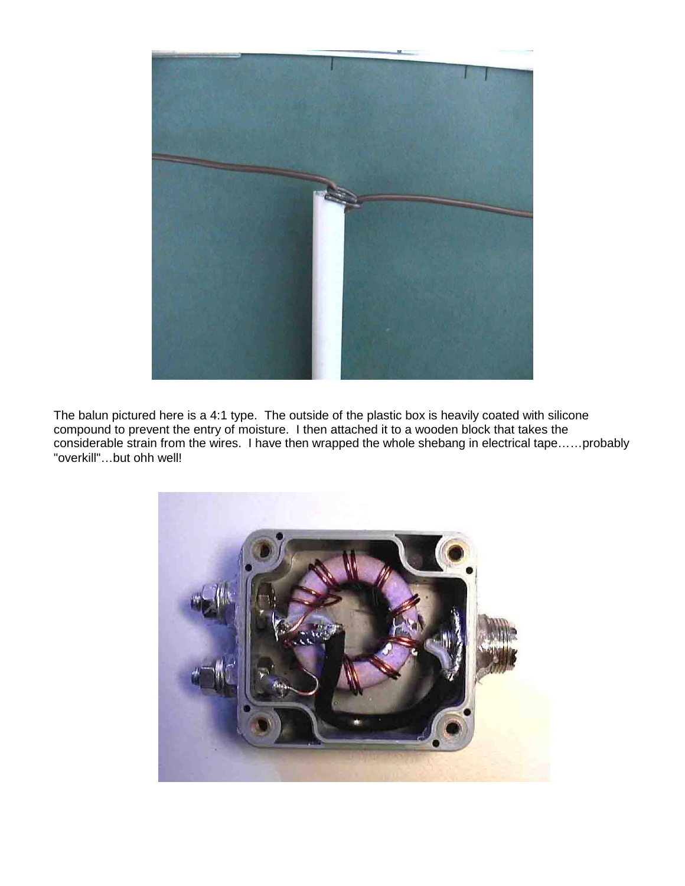The balun pictured here is a 4:1 type. The outside of the plastic box is heavily coated with silicone compound to prevent the entry of moisture. I then attached it to a wooden block that takes the considerable strain from the wires. I have then wrapped the whole shebang in electrical tape……probably "overkill"…but ohh well!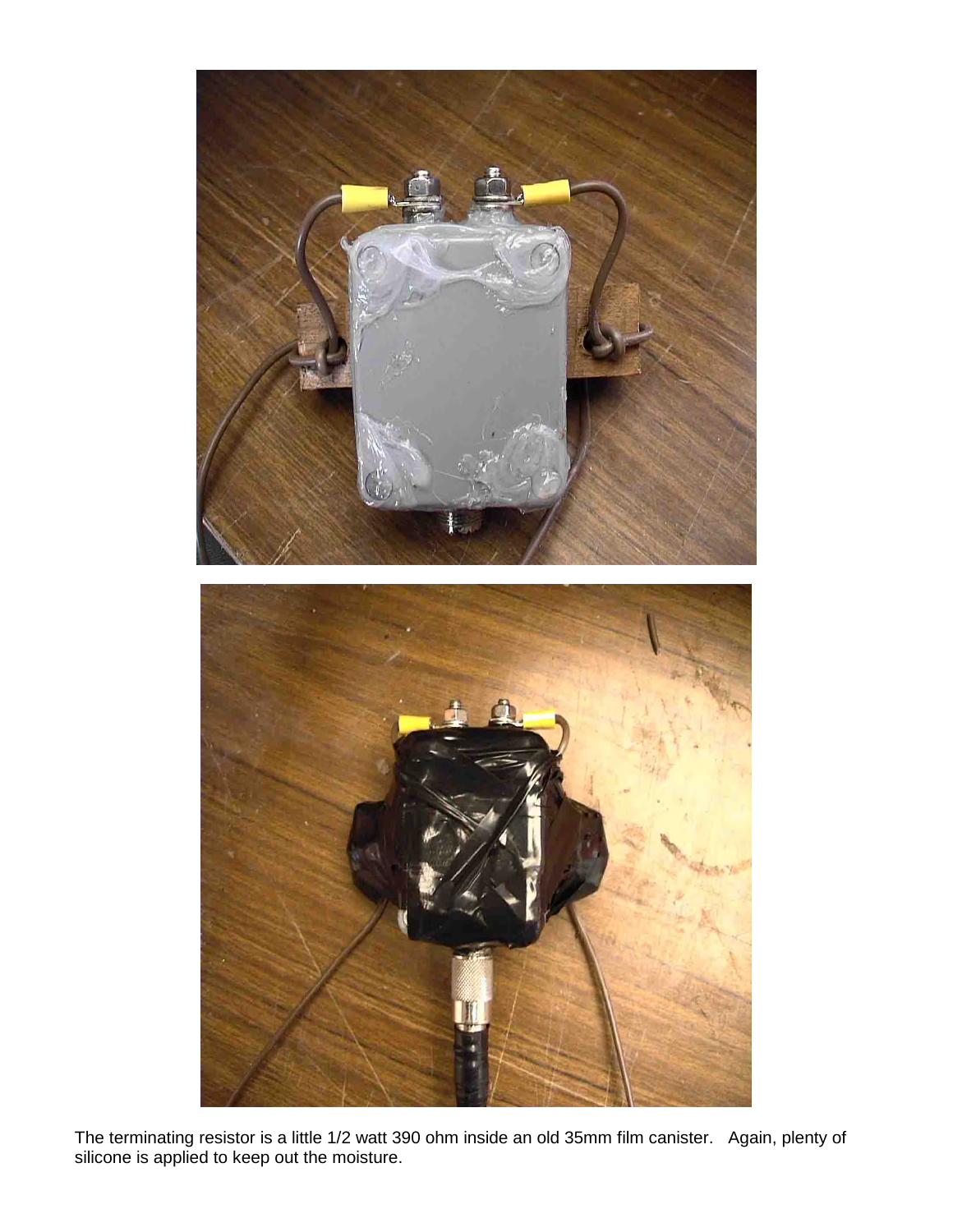The terminating resistor is a little 1/2 watt 390 ohm inside an old 35mm film canister. Again, plenty of silicone is applied to keep out the moisture.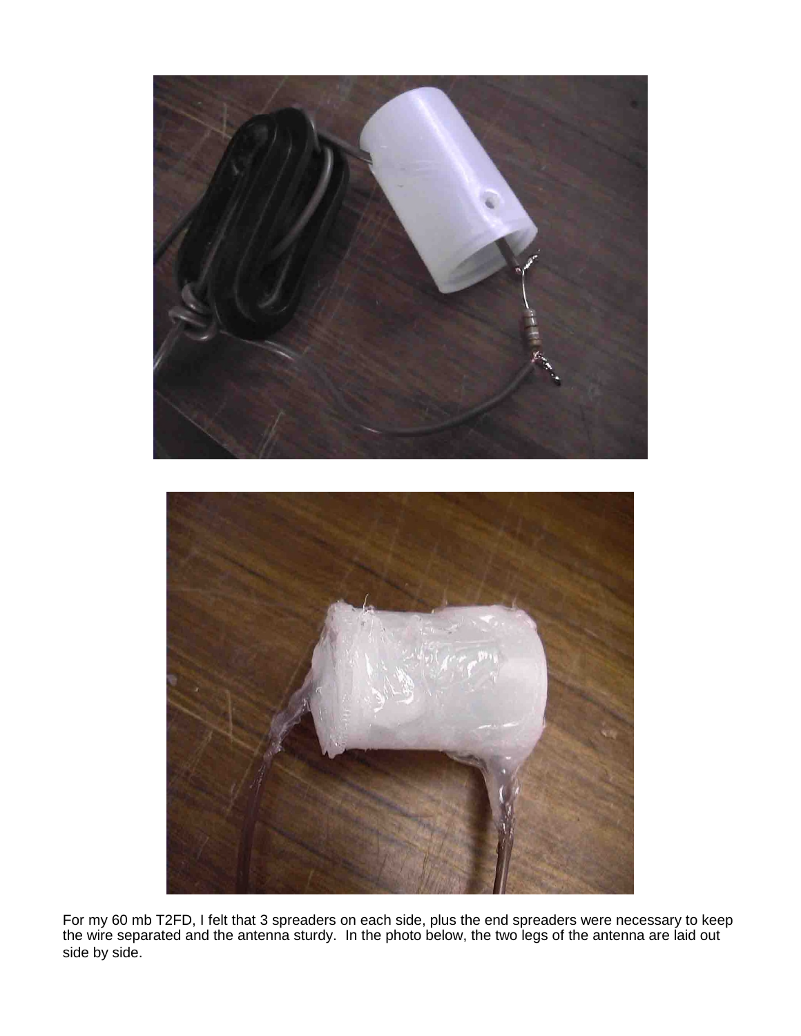For my 60 mb T2FD, I felt that 3 spreaders on each side, plus the end spreaders were necessary to keep the wire separated and the antenna sturdy. In the photo below, the two legs of the antenna are laid out side by side.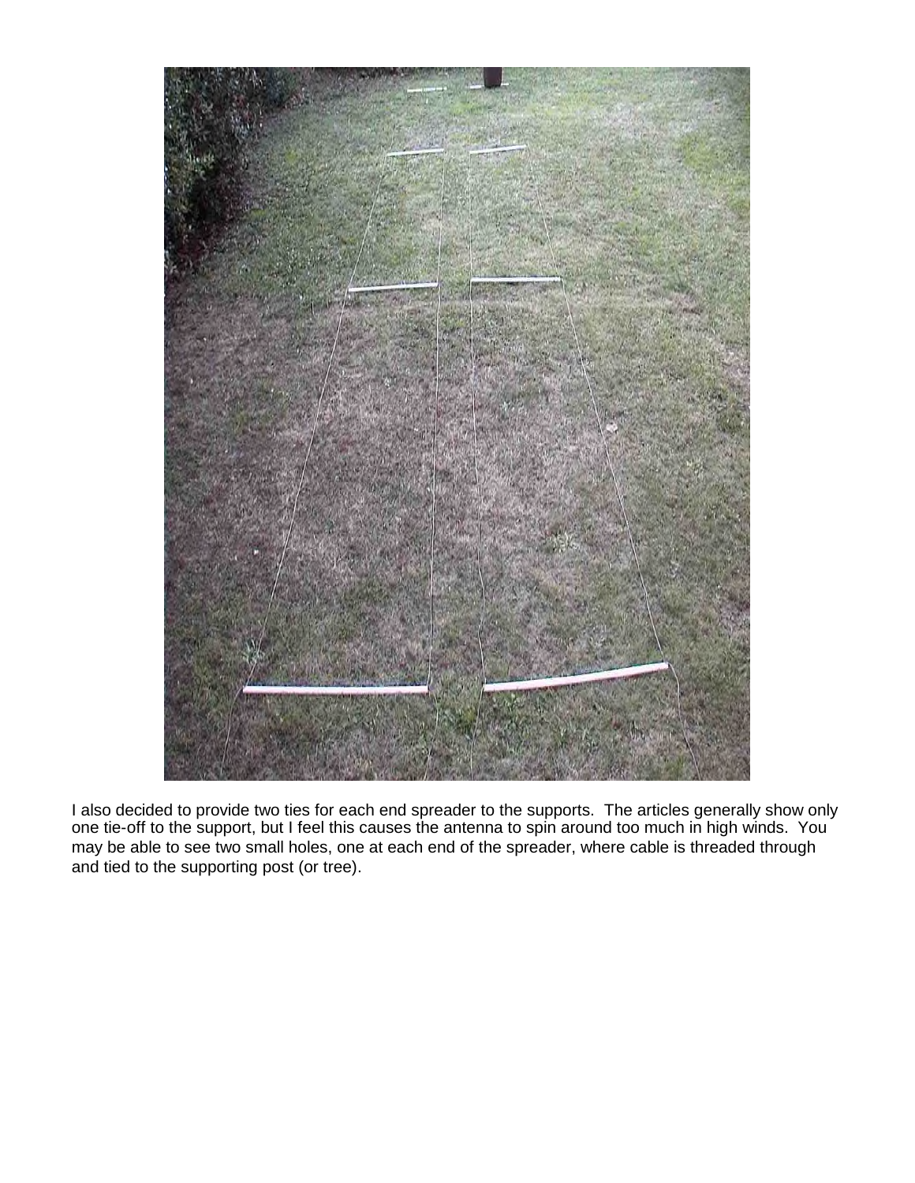I also decided to provide two ties for each end spreader to the supports. The articles generally show only one tie-off to the support, but I feel this causes the antenna to spin around too much in high winds. You may be able to see two small holes, one at each end of the spreader, where cable is threaded through and tied to the supporting post (or tree).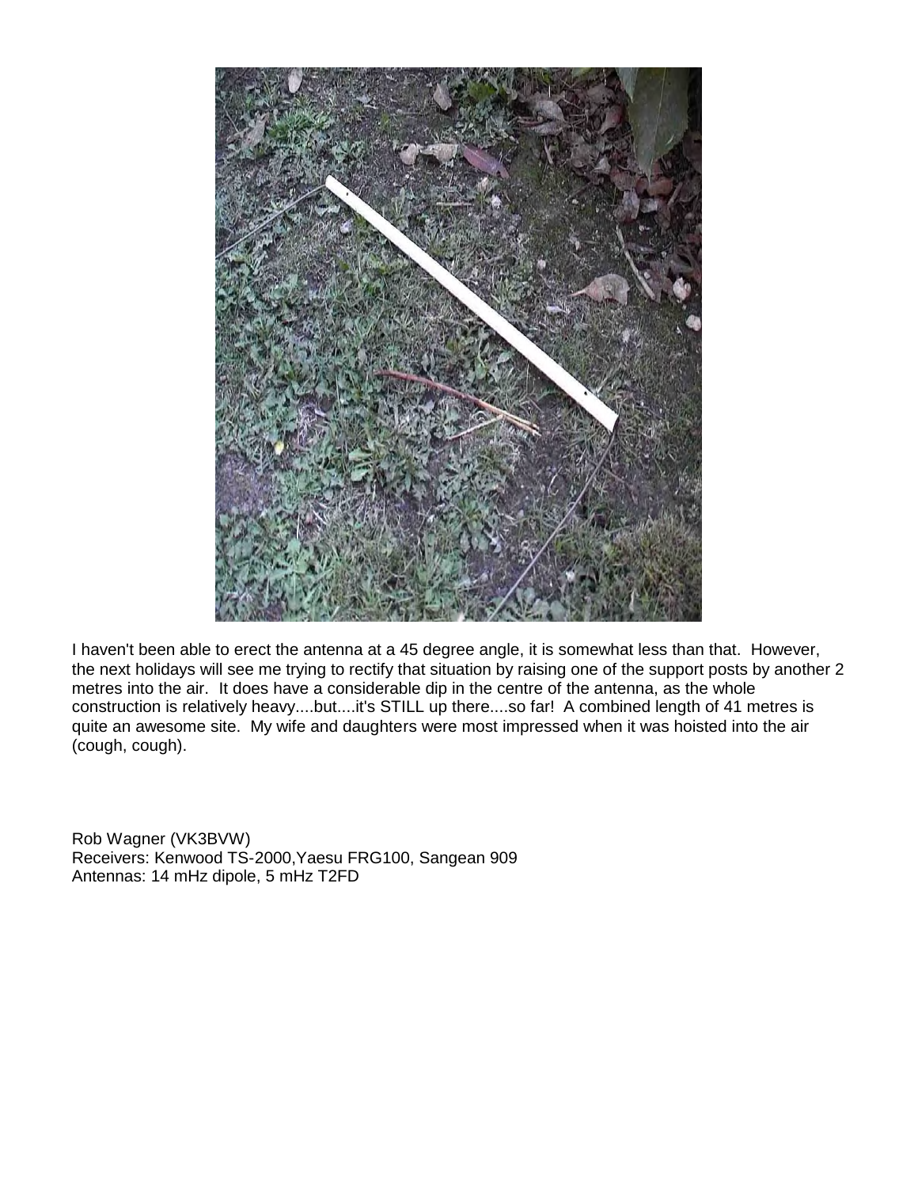I haven't been able to erect the antenna at a 45 degree angle, it is somewhat less than that. However, the next holidays will see me trying to rectify that situation by raising one of the support posts by another 2 metres into the air. It does have a considerable dip in the centre of the antenna, as the whole construction is relatively heavy....but....it's STILL up there....so far! A combined length of 41 metres is quite an awesome site. My wife and daughters were most impressed when it was hoisted into the air (cough, cough).

Rob Wagner (VK3BVW)
Receivers: Kenwood TS-2000,Yaesu FRG100, Sangean 909
Antennas: 14 mHz dipole, 5 mHz T2FD